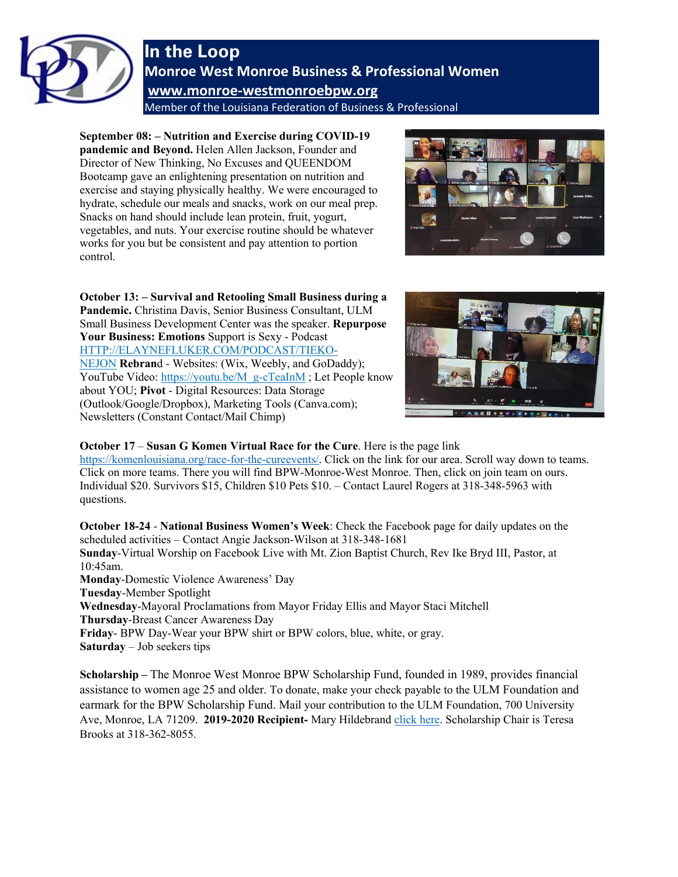# In the Loop

## Monroe West Monroe Business & Professional Women

**www.monroe-westmonroebpw.org**

Member of the Louisiana Federation of Business & Professional

**September 08: – Nutrition and Exercise during COVID-19 pandemic and Beyond.** Helen Allen Jackson, Founder and Director of New Thinking, No Excuses and QUEENDOM Bootcamp gave an enlightening presentation on nutrition and exercise and staying physically healthy. We were encouraged to hydrate, schedule our meals and snacks, work on our meal prep. Snacks on hand should include lean protein, fruit, yogurt, vegetables, and nuts. Your exercise routine should be whatever works for you but be consistent and pay attention to portion control.

**October 13: – Survival and Retooling Small Business during a Pandemic.** Christina Davis, Senior Business Consultant, ULM Small Business Development Center was the speaker. **Repurpose Your Business: Emotions** Support is Sexy - Podcast HTTP://ELAYNEFLUKER.COM/PODCAST/TIEKO-NEJON **Rebrand** - Websites: (Wix, Weebly, and GoDaddy); YouTube Video: https://youtu.be/M_g-cTeaInM ; Let People know about YOU; **Pivot** - Digital Resources: Data Storage (Outlook/Google/Dropbox), Marketing Tools (Canva.com); Newsletters (Constant Contact/Mail Chimp)

**October 17** – **Susan G Komen Virtual Race for the Cure**. Here is the page link https://komenlouisiana.org/race-for-the-cureevents/. Click on the link for our area. Scroll way down to teams. Click on more teams. There you will find BPW-Monroe-West Monroe. Then, click on join team on ours. Individual $20. Survivors $15, Children $10 Pets $10. – Contact Laurel Rogers at 318-348-5963 with questions.

**October 18-24** - **National Business Women's Week**: Check the Facebook page for daily updates on the scheduled activities – Contact Angie Jackson-Wilson at 318-348-1681

**Sunday**-Virtual Worship on Facebook Live with Mt. Zion Baptist Church, Rev Ike Bryd III, Pastor, at 10:45am.

**Monday**-Domestic Violence Awareness' Day

**Tuesday**-Member Spotlight

**Wednesday**-Mayoral Proclamations from Mayor Friday Ellis and Mayor Staci Mitchell

**Thursday**-Breast Cancer Awareness Day

**Friday**- BPW Day-Wear your BPW shirt or BPW colors, blue, white, or gray.

**Saturday** – Job seekers tips

**Scholarship –** The Monroe West Monroe BPW Scholarship Fund, founded in 1989, provides financial assistance to women age 25 and older. To donate, make your check payable to the ULM Foundation and earmark for the BPW Scholarship Fund. Mail your contribution to the ULM Foundation, 700 University Ave, Monroe, LA 71209. **2019-2020 Recipient-** Mary Hildebrand click here. Scholarship Chair is Teresa Brooks at 318-362-8055.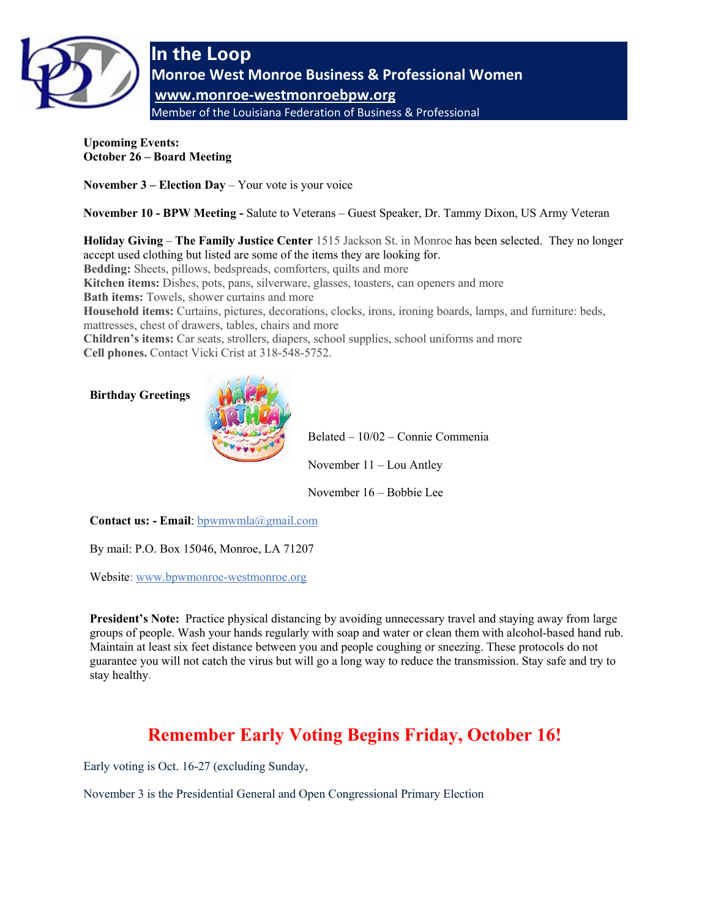# In the Loop

## Monroe West Monroe Business & Professional Women

**www.monroe-westmonroebpw.org**

Member of the Louisiana Federation of Business & Professional

**Upcoming Events:**
**October 26 – Board Meeting**

**November 3 – Election Day** – Your vote is your voice

**November 10 - BPW Meeting -** Salute to Veterans – Guest Speaker, Dr. Tammy Dixon, US Army Veteran

**Holiday Giving** – **The Family Justice Center** 1515 Jackson St. in Monroe has been selected. They no longer accept used clothing but listed are some of the items they are looking for.
**Bedding:** Sheets, pillows, bedspreads, comforters, quilts and more
**Kitchen items:** Dishes, pots, pans, silverware, glasses, toasters, can openers and more
**Bath items:** Towels, shower curtains and more
**Household items:** Curtains, pictures, decorations, clocks, irons, ironing boards, lamps, and furniture: beds, mattresses, chest of drawers, tables, chairs and more
**Children's items:** Car seats, strollers, diapers, school supplies, school uniforms and more
**Cell phones.** Contact Vicki Crist at 318-548-5752.

**Birthday Greetings**

Belated – 10/02 – Connie Commenia

November 11 – Lou Antley

November 16 – Bobbie Lee

**Contact us: - Email**: bpwmwmla@gmail.com

By mail: P.O. Box 15046, Monroe, LA 71207

Website: www.bpwmonroe-westmonroe.org

**President's Note:** Practice physical distancing by avoiding unnecessary travel and staying away from large groups of people. Wash your hands regularly with soap and water or clean them with alcohol-based hand rub. Maintain at least six feet distance between you and people coughing or sneezing. These protocols do not guarantee you will not catch the virus but will go a long way to reduce the transmission. Stay safe and try to stay healthy.

## Remember Early Voting Begins Friday, October 16!

Early voting is Oct. 16-27 (excluding Sunday,

November 3 is the Presidential General and Open Congressional Primary Election